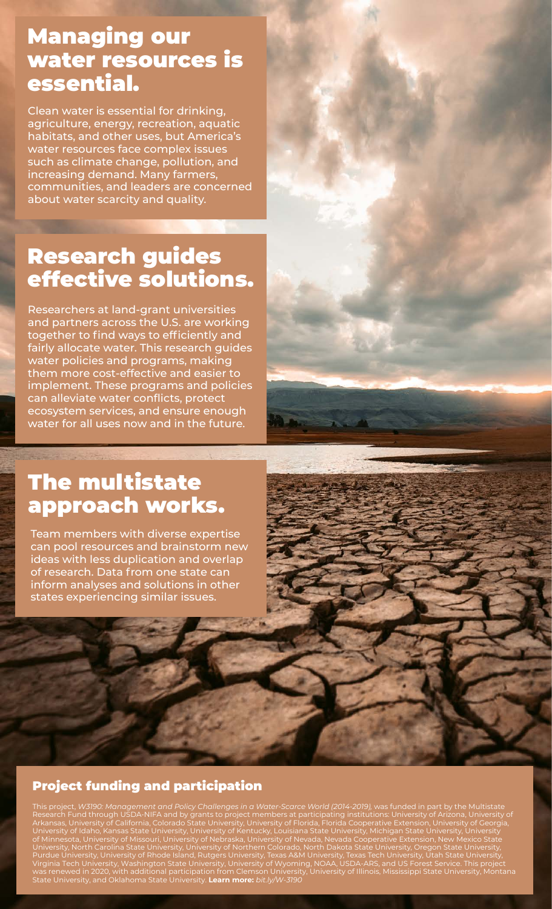# Managing our water resources is essential.

Clean water is essential for drinking, agriculture, energy, recreation, aquatic habitats, and other uses, but America's water resources face complex issues such as climate change, pollution, and increasing demand. Many farmers, communities, and leaders are concerned about water scarcity and quality.

# Research guides effective solutions.

Researchers at land-grant universities and partners across the U.S. are working together to find ways to efficiently and fairly allocate water. This research guides water policies and programs, making them more cost-effective and easier to implement. These programs and policies can alleviate water conflicts, protect ecosystem services, and ensure enough water for all uses now and in the future.

# The multistate approach works.

Team members with diverse expertise can pool resources and brainstorm new ideas with less duplication and overlap of research. Data from one state can inform analyses and solutions in other states experiencing similar issues.

## Project funding and participation

This project, *W3190: Management and Policy Challenges in a Water-Scarce World (2014-2019)*, was funded in part by the Multistate Research Fund through USDA-NIFA and by grants to project members at participating institutions: University of Arizona, University of Arkansas, University of California, Colorado State University, University of Florida, Florida Cooperative Extension, University of Georgia, University of Idaho, Kansas State University, University of Kentucky, Louisiana State University, Michigan State University, University of Minnesota, University of Missouri, University of Nebraska, University of Nevada, Nevada Cooperative Extension, New Mexico State University, North Carolina State University, University of Northern Colorado, North Dakota State University, Oregon State University, Purdue University, University of Rhode Island, Rutgers University, Texas A&M University, Texas Tech University, Utah State University, Virginia Tech University, Washington State University, University of Wyoming, NOAA, USDA-ARS, and US Forest Service. This project was renewed in 2020, with additional participation from Clemson University, University of Illinois, Mississippi State University, Montana State University, and Oklahoma State University. **Learn more:** *bit.ly/W-3190*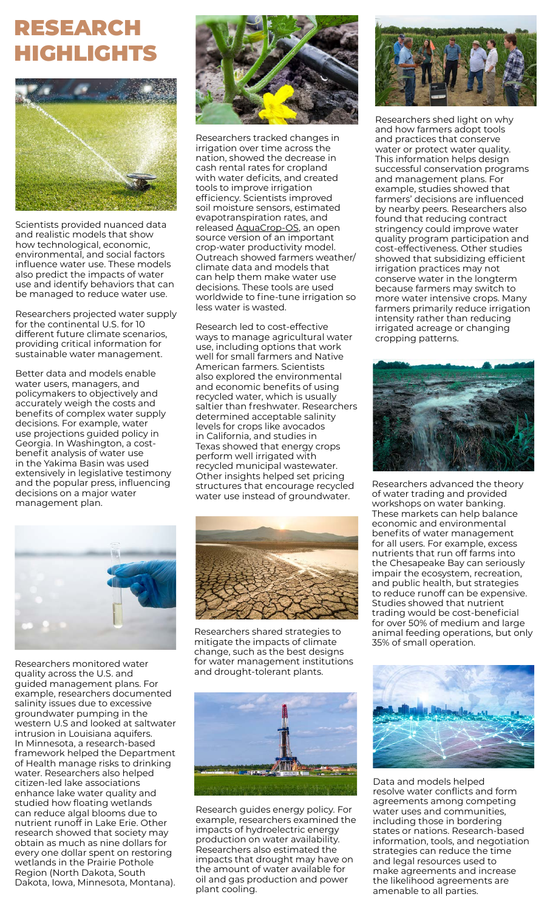# RESEARCH HIGHLIGHTS

Scientists provided nuanced data and realistic models that show how technological, economic, environmental, and social factors influence water use. These models also predict the impacts of water use and identify behaviors that can be managed to reduce water use.

Researchers projected water supply for the continental U.S. for 10 different future climate scenarios, providing critical information for sustainable water management.

Better data and models enable water users, managers, and policymakers to objectively and accurately weigh the costs and benefits of complex water supply decisions. For example, water use projections guided policy in Georgia. In Washington, a cost-benefit analysis of water use in the Yakima Basin was used extensively in legislative testimony and the popular press, influencing decisions on a major water management plan.

Researchers monitored water quality across the U.S. and guided management plans. For example, researchers documented salinity issues due to excessive groundwater pumping in the western U.S and looked at saltwater intrusion in Louisiana aquifers. In Minnesota, a research-based framework helped the Department of Health manage risks to drinking water. Researchers also helped citizen-led lake associations enhance lake water quality and studied how floating wetlands can reduce algal blooms due to nutrient runoff in Lake Erie. Other research showed that society may obtain as much as nine dollars for every one dollar spent on restoring wetlands in the Prairie Pothole Region (North Dakota, South Dakota, Iowa, Minnesota, Montana).

Researchers tracked changes in irrigation over time across the nation, showed the decrease in cash rental rates for cropland with water deficits, and created tools to improve irrigation efficiency. Scientists improved soil moisture sensors, estimated evapotranspiration rates, and released AquaCrop-OS, an open source version of an important crop-water productivity model. Outreach showed farmers weather/climate data and models that can help them make water use decisions. These tools are used worldwide to fine-tune irrigation so less water is wasted.

Research led to cost-effective ways to manage agricultural water use, including options that work well for small farmers and Native American farmers. Scientists also explored the environmental and economic benefits of using recycled water, which is usually saltier than freshwater. Researchers determined acceptable salinity levels for crops like avocados in California, and studies in Texas showed that energy crops perform well irrigated with recycled municipal wastewater. Other insights helped set pricing structures that encourage recycled water use instead of groundwater.

Researchers shared strategies to mitigate the impacts of climate change, such as the best designs for water management institutions and drought-tolerant plants.

Research guides energy policy. For example, researchers examined the impacts of hydroelectric energy production on water availability. Researchers also estimated the impacts that drought may have on the amount of water available for oil and gas production and power plant cooling.

Researchers shed light on why and how farmers adopt tools and practices that conserve water or protect water quality. This information helps design successful conservation programs and management plans. For example, studies showed that farmers' decisions are influenced by nearby peers. Researchers also found that reducing contract stringency could improve water quality program participation and cost-effectiveness. Other studies showed that subsidizing efficient irrigation practices may not conserve water in the longterm because farmers may switch to more water intensive crops. Many farmers primarily reduce irrigation intensity rather than reducing irrigated acreage or changing cropping patterns.

Researchers advanced the theory of water trading and provided workshops on water banking. These markets can help balance economic and environmental benefits of water management for all users. For example, excess nutrients that run off farms into the Chesapeake Bay can seriously impair the ecosystem, recreation, and public health, but strategies to reduce runoff can be expensive. Studies showed that nutrient trading would be cost-beneficial for over 50% of medium and large animal feeding operations, but only 35% of small operation.

Data and models helped resolve water conflicts and form agreements among competing water uses and communities, including those in bordering states or nations. Research-based information, tools, and negotiation strategies can reduce the time and legal resources used to make agreements and increase the likelihood agreements are amenable to all parties.